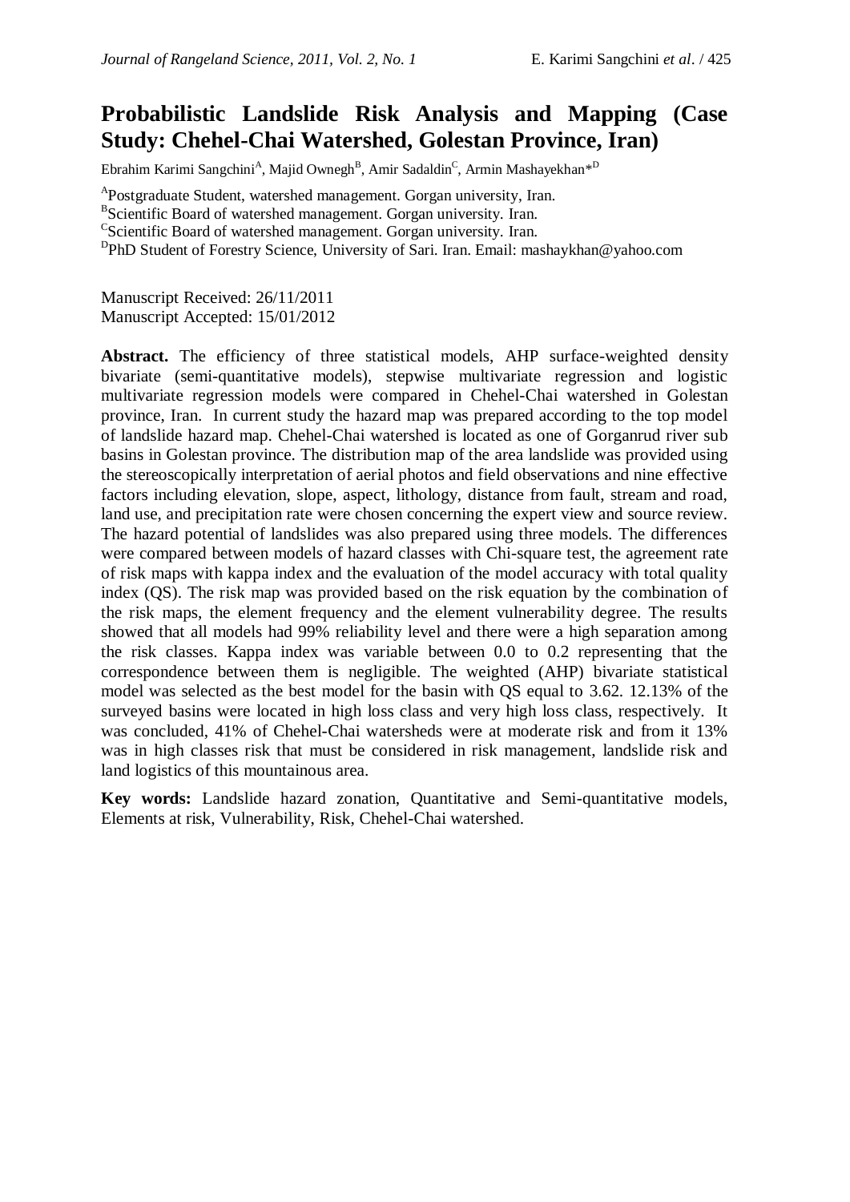# Probabilistic Landslide Risk Analysis and Mapping (Case Study: Chehel-Chai Watershed, Golestan Province, Iran)

Ebrahim Karimi Sangchini[A], Majid Ownegh[B], Amir Sadaldin[C], Armin Mashayekhan*[D]

[A]Postgraduate Student, watershed management. Gorgan university, Iran.
[B]Scientific Board of watershed management. Gorgan university. Iran.
[C]Scientific Board of watershed management. Gorgan university. Iran.
[D]PhD Student of Forestry Science, University of Sari. Iran. Email: mashaykhan@yahoo.com

Manuscript Received: 26/11/2011
Manuscript Accepted: 15/01/2012

**Abstract.** The efficiency of three statistical models, AHP surface-weighted density bivariate (semi-quantitative models), stepwise multivariate regression and logistic multivariate regression models were compared in Chehel-Chai watershed in Golestan province, Iran. In current study the hazard map was prepared according to the top model of landslide hazard map. Chehel-Chai watershed is located as one of Gorganrud river sub basins in Golestan province. The distribution map of the area landslide was provided using the stereoscopically interpretation of aerial photos and field observations and nine effective factors including elevation, slope, aspect, lithology, distance from fault, stream and road, land use, and precipitation rate were chosen concerning the expert view and source review. The hazard potential of landslides was also prepared using three models. The differences were compared between models of hazard classes with Chi-square test, the agreement rate of risk maps with kappa index and the evaluation of the model accuracy with total quality index (QS). The risk map was provided based on the risk equation by the combination of the risk maps, the element frequency and the element vulnerability degree. The results showed that all models had 99% reliability level and there were a high separation among the risk classes. Kappa index was variable between 0.0 to 0.2 representing that the correspondence between them is negligible. The weighted (AHP) bivariate statistical model was selected as the best model for the basin with QS equal to 3.62. 12.13% of the surveyed basins were located in high loss class and very high loss class, respectively. It was concluded, 41% of Chehel-Chai watersheds were at moderate risk and from it 13% was in high classes risk that must be considered in risk management, landslide risk and land logistics of this mountainous area.

**Key words:** Landslide hazard zonation, Quantitative and Semi-quantitative models, Elements at risk, Vulnerability, Risk, Chehel-Chai watershed.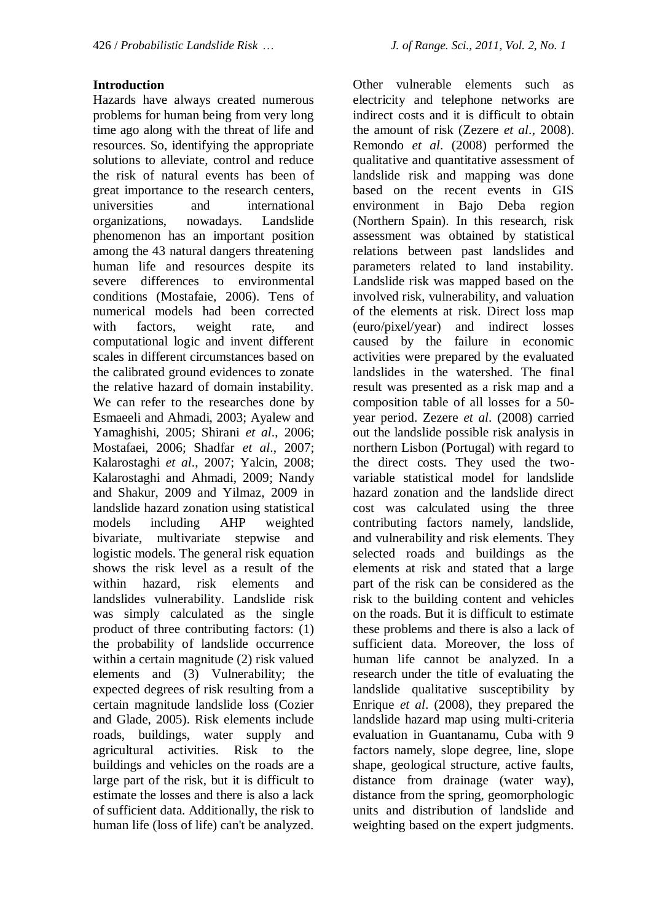## Introduction

Hazards have always created numerous problems for human being from very long time ago along with the threat of life and resources. So, identifying the appropriate solutions to alleviate, control and reduce the risk of natural events has been of great importance to the research centers, universities and international organizations, nowadays. Landslide phenomenon has an important position among the 43 natural dangers threatening human life and resources despite its severe differences to environmental conditions (Mostafaie, 2006). Tens of numerical models had been corrected with factors, weight rate, and computational logic and invent different scales in different circumstances based on the calibrated ground evidences to zonate the relative hazard of domain instability. We can refer to the researches done by Esmaeeli and Ahmadi, 2003; Ayalew and Yamaghishi, 2005; Shirani *et al*., 2006; Mostafaei, 2006; Shadfar *et al*., 2007; Kalarostaghi *et al*., 2007; Yalcin, 2008; Kalarostaghi and Ahmadi, 2009; Nandy and Shakur, 2009 and Yilmaz, 2009 in landslide hazard zonation using statistical models including AHP weighted bivariate, multivariate stepwise and logistic models. The general risk equation shows the risk level as a result of the within hazard, risk elements and landslides vulnerability. Landslide risk was simply calculated as the single product of three contributing factors: (1) the probability of landslide occurrence within a certain magnitude (2) risk valued elements and (3) Vulnerability; the expected degrees of risk resulting from a certain magnitude landslide loss (Cozier and Glade, 2005). Risk elements include roads, buildings, water supply and agricultural activities. Risk to the buildings and vehicles on the roads are a large part of the risk, but it is difficult to estimate the losses and there is also a lack of sufficient data. Additionally, the risk to human life (loss of life) can't be analyzed. Other vulnerable elements such as electricity and telephone networks are indirect costs and it is difficult to obtain the amount of risk (Zezere *et al*., 2008). Remondo *et al*. (2008) performed the qualitative and quantitative assessment of landslide risk and mapping was done based on the recent events in GIS environment in Bajo Deba region (Northern Spain). In this research, risk assessment was obtained by statistical relations between past landslides and parameters related to land instability. Landslide risk was mapped based on the involved risk, vulnerability, and valuation of the elements at risk. Direct loss map (euro/pixel/year) and indirect losses caused by the failure in economic activities were prepared by the evaluated landslides in the watershed. The final result was presented as a risk map and a composition table of all losses for a 50-year period. Zezere *et al*. (2008) carried out the landslide possible risk analysis in northern Lisbon (Portugal) with regard to the direct costs. They used the two-variable statistical model for landslide hazard zonation and the landslide direct cost was calculated using the three contributing factors namely, landslide, and vulnerability and risk elements. They selected roads and buildings as the elements at risk and stated that a large part of the risk can be considered as the risk to the building content and vehicles on the roads. But it is difficult to estimate these problems and there is also a lack of sufficient data. Moreover, the loss of human life cannot be analyzed. In a research under the title of evaluating the landslide qualitative susceptibility by Enrique *et al*. (2008), they prepared the landslide hazard map using multi-criteria evaluation in Guantanamu, Cuba with 9 factors namely, slope degree, line, slope shape, geological structure, active faults, distance from drainage (water way), distance from the spring, geomorphologic units and distribution of landslide and weighting based on the expert judgments.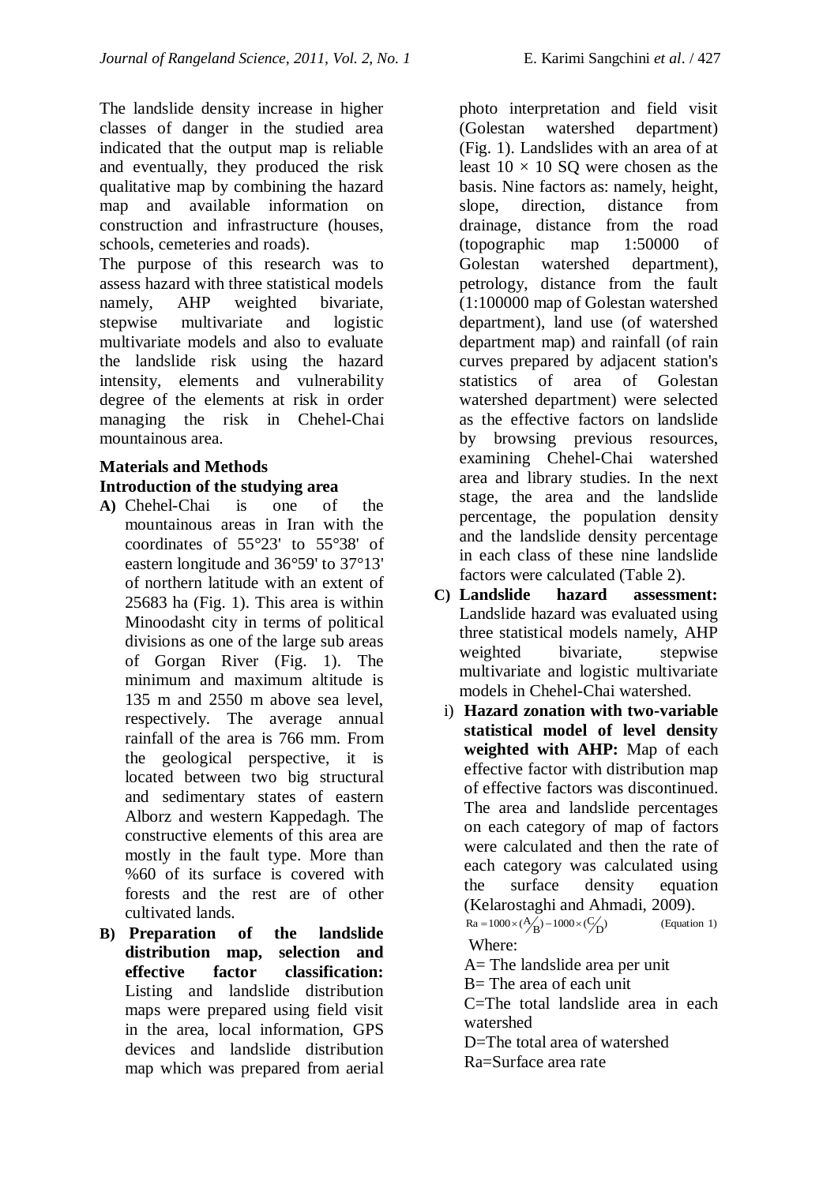The landslide density increase in higher classes of danger in the studied area indicated that the output map is reliable and eventually, they produced the risk qualitative map by combining the hazard map and available information on construction and infrastructure (houses, schools, cemeteries and roads).

The purpose of this research was to assess hazard with three statistical models namely, AHP weighted bivariate, stepwise multivariate and logistic multivariate models and also to evaluate the landslide risk using the hazard intensity, elements and vulnerability degree of the elements at risk in order managing the risk in Chehel-Chai mountainous area.

## Materials and Methods

### Introduction of the studying area

**A)** Chehel-Chai is one of the mountainous areas in Iran with the coordinates of 55°23' to 55°38' of eastern longitude and 36°59' to 37°13' of northern latitude with an extent of 25683 ha (Fig. 1). This area is within Minoodasht city in terms of political divisions as one of the large sub areas of Gorgan River (Fig. 1). The minimum and maximum altitude is 135 m and 2550 m above sea level, respectively. The average annual rainfall of the area is 766 mm. From the geological perspective, it is located between two big structural and sedimentary states of eastern Alborz and western Kappedagh. The constructive elements of this area are mostly in the fault type. More than %60 of its surface is covered with forests and the rest are of other cultivated lands.

**B) Preparation of the landslide distribution map, selection and effective factor classification:** Listing and landslide distribution maps were prepared using field visit in the area, local information, GPS devices and landslide distribution map which was prepared from aerial photo interpretation and field visit (Golestan watershed department) (Fig. 1). Landslides with an area of at least 10 × 10 SQ were chosen as the basis. Nine factors as: namely, height, slope, direction, distance from drainage, distance from the road (topographic map 1:50000 of Golestan watershed department), petrology, distance from the fault (1:100000 map of Golestan watershed department), land use (of watershed department map) and rainfall (of rain curves prepared by adjacent station's statistics of area of Golestan watershed department) were selected as the effective factors on landslide by browsing previous resources, examining Chehel-Chai watershed area and library studies. In the next stage, the area and the landslide percentage, the population density and the landslide density percentage in each class of these nine landslide factors were calculated (Table 2).

**C) Landslide hazard assessment:** Landslide hazard was evaluated using three statistical models namely, AHP weighted bivariate, stepwise multivariate and logistic multivariate models in Chehel-Chai watershed.

i) **Hazard zonation with two-variable statistical model of level density weighted with AHP:** Map of each effective factor with distribution map of effective factors was discontinued. The area and landslide percentages on each category of map of factors were calculated and then the rate of each category was calculated using the surface density equation (Kelarostaghi and Ahmadi, 2009).

$$Ra = 1000 \times (A/B) - 1000 \times (C/D) \qquad \text{(Equation 1)}$$

Where:

A= The landslide area per unit

B= The area of each unit

C=The total landslide area in each watershed

D=The total area of watershed

Ra=Surface area rate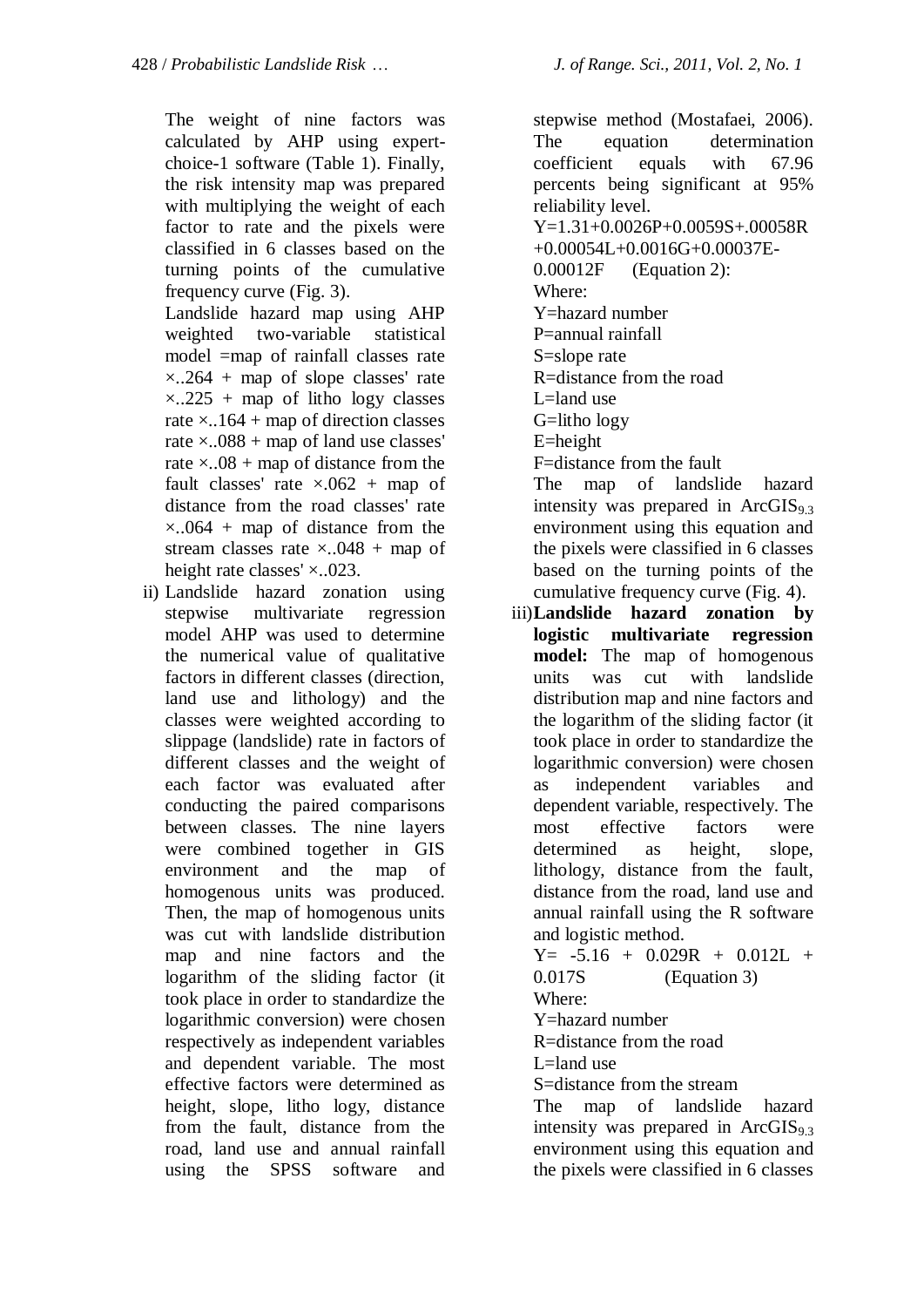The weight of nine factors was calculated by AHP using expert-choice-1 software (Table 1). Finally, the risk intensity map was prepared with multiplying the weight of each factor to rate and the pixels were classified in 6 classes based on the turning points of the cumulative frequency curve (Fig. 3).

Landslide hazard map using AHP weighted two-variable statistical model =map of rainfall classes rate ×..264 + map of slope classes' rate ×..225 + map of litho logy classes rate ×..164 + map of direction classes rate ×..088 + map of land use classes' rate ×..08 + map of distance from the fault classes' rate ×.062 + map of distance from the road classes' rate ×..064 + map of distance from the stream classes rate ×..048 + map of height rate classes' ×..023.

ii) Landslide hazard zonation using stepwise multivariate regression model AHP was used to determine the numerical value of qualitative factors in different classes (direction, land use and lithology) and the classes were weighted according to slippage (landslide) rate in factors of different classes and the weight of each factor was evaluated after conducting the paired comparisons between classes. The nine layers were combined together in GIS environment and the map of homogenous units was produced. Then, the map of homogenous units was cut with landslide distribution map and nine factors and the logarithm of the sliding factor (it took place in order to standardize the logarithmic conversion) were chosen respectively as independent variables and dependent variable. The most effective factors were determined as height, slope, litho logy, distance from the fault, distance from the road, land use and annual rainfall using the SPSS software and stepwise method (Mostafaei, 2006). The equation determination coefficient equals with 67.96 percents being significant at 95% reliability level.

$$Y=1.31+0.0026P+0.0059S+.00058R+0.00054L+0.0016G+0.00037E-0.00012F \quad \text{(Equation 2)}$$

Where:

Y=hazard number

P=annual rainfall

S=slope rate

R=distance from the road

L=land use

G=litho logy

E=height

F=distance from the fault

The map of landslide hazard intensity was prepared in $ArcGIS_{9.3}$ environment using this equation and the pixels were classified in 6 classes based on the turning points of the cumulative frequency curve (Fig. 4).

iii) **Landslide hazard zonation by logistic multivariate regression model:** The map of homogenous units was cut with landslide distribution map and nine factors and the logarithm of the sliding factor (it took place in order to standardize the logarithmic conversion) were chosen as independent variables and dependent variable, respectively. The most effective factors were determined as height, slope, lithology, distance from the fault, distance from the road, land use and annual rainfall using the R software and logistic method.

$$Y= -5.16 + 0.029R + 0.012L + 0.017S \quad \text{(Equation 3)}$$

Where:

Y=hazard number

R=distance from the road

L=land use

S=distance from the stream

The map of landslide hazard intensity was prepared in $ArcGIS_{9.3}$ environment using this equation and the pixels were classified in 6 classes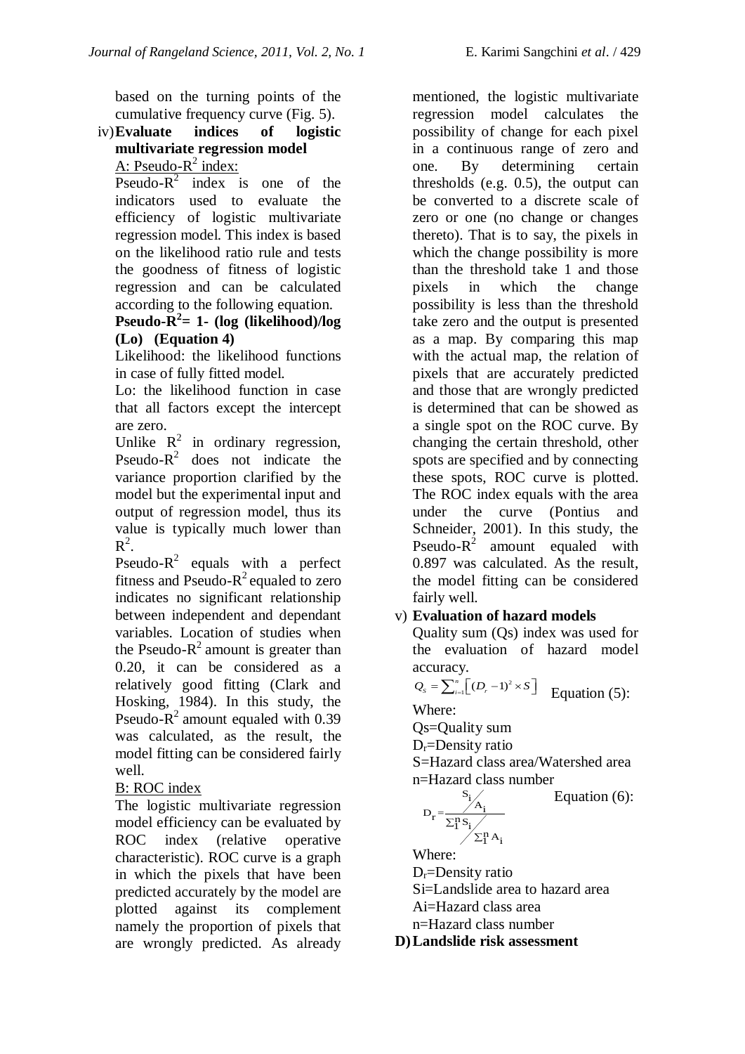based on the turning points of the cumulative frequency curve (Fig. 5).

iv) **Evaluate indices of logistic multivariate regression model**

A: Pseudo-$R^2$ index:

Pseudo-$R^2$ index is one of the indicators used to evaluate the efficiency of logistic multivariate regression model. This index is based on the likelihood ratio rule and tests the goodness of fitness of logistic regression and can be calculated according to the following equation.

**Pseudo-$R^2$= 1- (log (likelihood)/log (Lo) (Equation 4)**

Likelihood: the likelihood functions in case of fully fitted model.

Lo: the likelihood function in case that all factors except the intercept are zero.

Unlike $R^2$ in ordinary regression, Pseudo-$R^2$ does not indicate the variance proportion clarified by the model but the experimental input and output of regression model, thus its value is typically much lower than $R^2$.

Pseudo-$R^2$ equals with a perfect fitness and Pseudo-$R^2$ equaled to zero indicates no significant relationship between independent and dependant variables. Location of studies when the Pseudo-$R^2$ amount is greater than 0.20, it can be considered as a relatively good fitting (Clark and Hosking, 1984). In this study, the Pseudo-$R^2$ amount equaled with 0.39 was calculated, as the result, the model fitting can be considered fairly well.

B: ROC index

The logistic multivariate regression model efficiency can be evaluated by ROC index (relative operative characteristic). ROC curve is a graph in which the pixels that have been predicted accurately by the model are plotted against its complement namely the proportion of pixels that are wrongly predicted. As already mentioned, the logistic multivariate regression model calculates the possibility of change for each pixel in a continuous range of zero and one. By determining certain thresholds (e.g. 0.5), the output can be converted to a discrete scale of zero or one (no change or changes thereto). That is to say, the pixels in which the change possibility is more than the threshold take 1 and those pixels in which the change possibility is less than the threshold take zero and the output is presented as a map. By comparing this map with the actual map, the relation of pixels that are accurately predicted and those that are wrongly predicted is determined that can be showed as a single spot on the ROC curve. By changing the certain threshold, other spots are specified and by connecting these spots, ROC curve is plotted. The ROC index equals with the area under the curve (Pontius and Schneider, 2001). In this study, the Pseudo-$R^2$ amount equaled with 0.897 was calculated. As the result, the model fitting can be considered fairly well.

v) **Evaluation of hazard models**

Quality sum (Qs) index was used for the evaluation of hazard model accuracy.

$$Q_s = \sum_{i=1}^{n}\left[(D_r - 1)^2 \times S\right] \quad \text{Equation (5):}$$

Where:

Qs=Quality sum

$D_r$=Density ratio

S=Hazard class area/Watershed area

n=Hazard class number

$$D_r = \frac{S_i / A_i}{\sum_1^n S_i / \sum_1^n A_i} \quad \text{Equation (6):}$$

Where:

$D_r$=Density ratio

Si=Landslide area to hazard area

Ai=Hazard class area

n=Hazard class number

**D) Landslide risk assessment**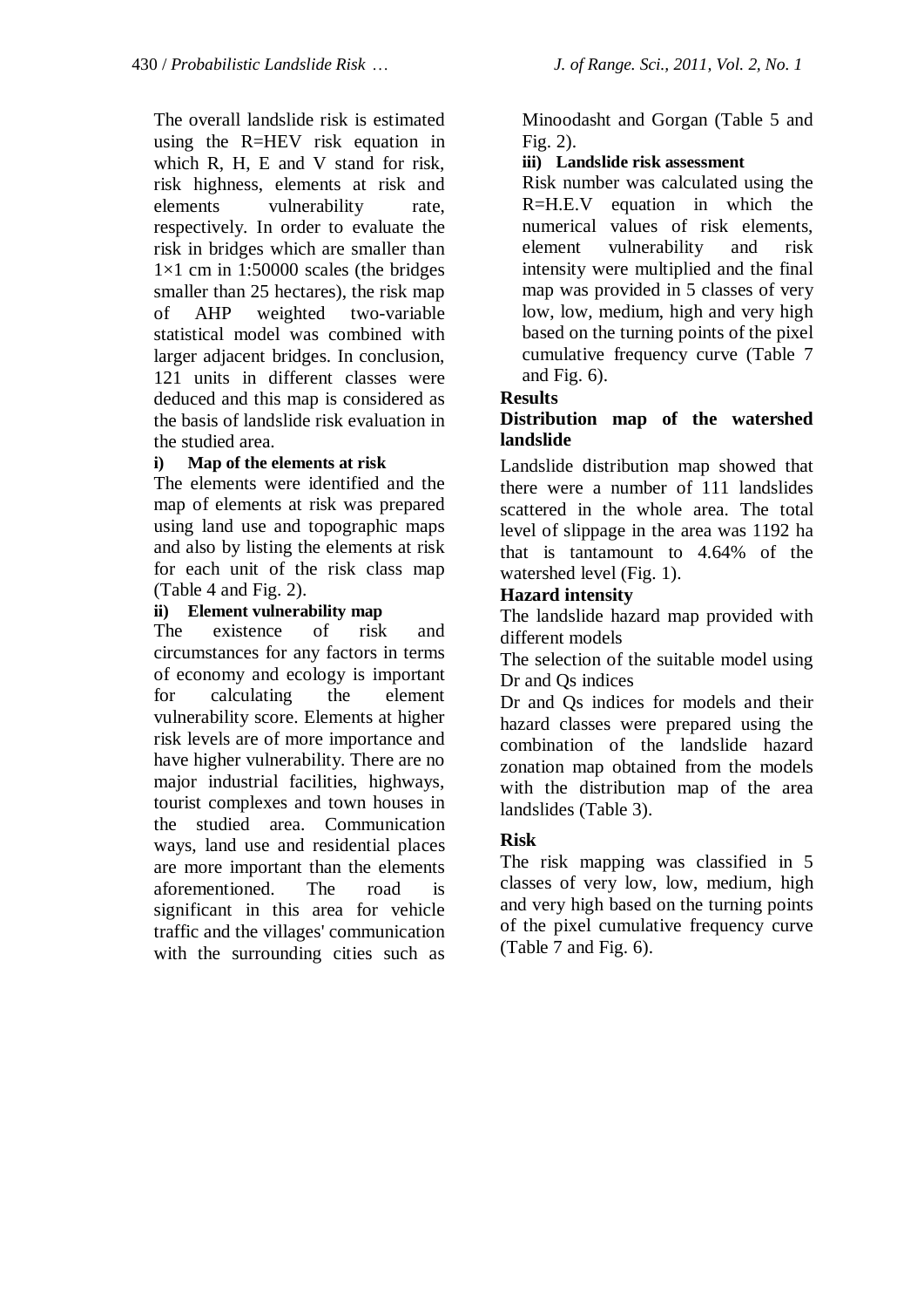The overall landslide risk is estimated using the R=HEV risk equation in which R, H, E and V stand for risk, risk highness, elements at risk and elements vulnerability rate, respectively. In order to evaluate the risk in bridges which are smaller than $1 \times 1$ cm in 1:50000 scales (the bridges smaller than 25 hectares), the risk map of AHP weighted two-variable statistical model was combined with larger adjacent bridges. In conclusion, 121 units in different classes were deduced and this map is considered as the basis of landslide risk evaluation in the studied area.

**i) Map of the elements at risk**

The elements were identified and the map of elements at risk was prepared using land use and topographic maps and also by listing the elements at risk for each unit of the risk class map (Table 4 and Fig. 2).

**ii) Element vulnerability map**

The existence of risk and circumstances for any factors in terms of economy and ecology is important for calculating the element vulnerability score. Elements at higher risk levels are of more importance and have higher vulnerability. There are no major industrial facilities, highways, tourist complexes and town houses in the studied area. Communication ways, land use and residential places are more important than the elements aforementioned. The road is significant in this area for vehicle traffic and the villages' communication with the surrounding cities such as Minoodasht and Gorgan (Table 5 and Fig. 2).

**iii) Landslide risk assessment**

Risk number was calculated using the R=H.E.V equation in which the numerical values of risk elements, element vulnerability and risk intensity were multiplied and the final map was provided in 5 classes of very low, low, medium, high and very high based on the turning points of the pixel cumulative frequency curve (Table 7 and Fig. 6).

## Results

### Distribution map of the watershed landslide

Landslide distribution map showed that there were a number of 111 landslides scattered in the whole area. The total level of slippage in the area was 1192 ha that is tantamount to 4.64% of the watershed level (Fig. 1).

### Hazard intensity

The landslide hazard map provided with different models

The selection of the suitable model using Dr and Qs indices

Dr and Qs indices for models and their hazard classes were prepared using the combination of the landslide hazard zonation map obtained from the models with the distribution map of the area landslides (Table 3).

### Risk

The risk mapping was classified in 5 classes of very low, low, medium, high and very high based on the turning points of the pixel cumulative frequency curve (Table 7 and Fig. 6).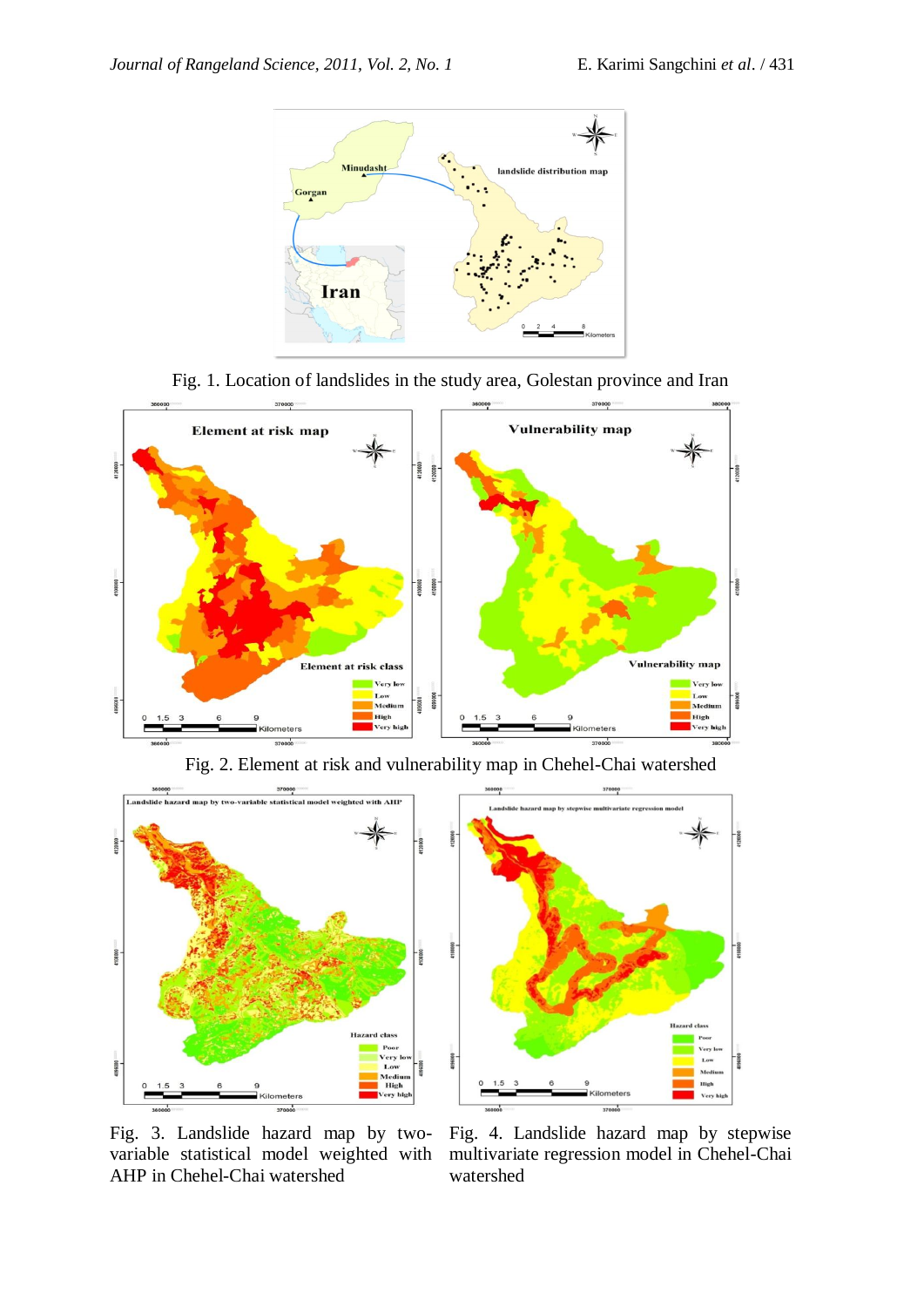Fig. 1. Location of landslides in the study area, Golestan province and Iran

Fig. 2. Element at risk and vulnerability map in Chehel-Chai watershed

Fig. 3. Landslide hazard map by two-variable statistical model weighted with AHP in Chehel-Chai watershed

Fig. 4. Landslide hazard map by stepwise multivariate regression model in Chehel-Chai watershed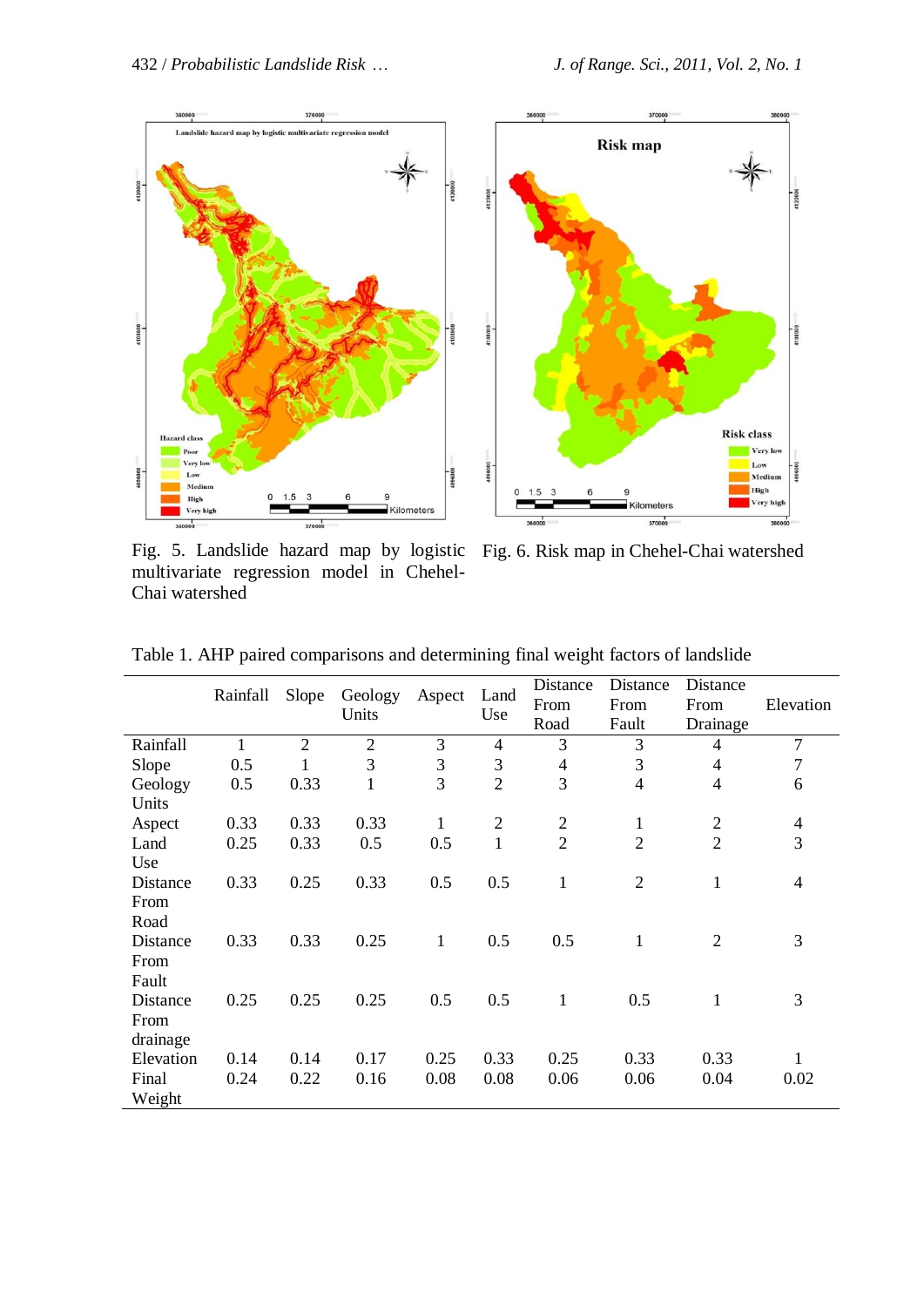Fig. 5. Landslide hazard map by logistic multivariate regression model in Chehel-Chai watershed

Fig. 6. Risk map in Chehel-Chai watershed

Table 1. AHP paired comparisons and determining final weight factors of landslide

| | Rainfall | Slope | Geology Units | Aspect | Land Use | Distance From Road | Distance From Fault | Distance From Drainage | Elevation |
|---|---|---|---|---|---|---|---|---|---|
| Rainfall | 1 | 2 | 2 | 3 | 4 | 3 | 3 | 4 | 7 |
| Slope | 0.5 | 1 | 3 | 3 | 3 | 4 | 3 | 4 | 7 |
| Geology Units | 0.5 | 0.33 | 1 | 3 | 2 | 3 | 4 | 4 | 6 |
| Aspect | 0.33 | 0.33 | 0.33 | 1 | 2 | 2 | 1 | 2 | 4 |
| Land Use | 0.25 | 0.33 | 0.5 | 0.5 | 1 | 2 | 2 | 2 | 3 |
| Distance From Road | 0.33 | 0.25 | 0.33 | 0.5 | 0.5 | 1 | 2 | 1 | 4 |
| Distance From Fault | 0.33 | 0.33 | 0.25 | 1 | 0.5 | 0.5 | 1 | 2 | 3 |
| Distance From drainage | 0.25 | 0.25 | 0.25 | 0.5 | 0.5 | 1 | 0.5 | 1 | 3 |
| Elevation | 0.14 | 0.14 | 0.17 | 0.25 | 0.33 | 0.25 | 0.33 | 0.33 | 1 |
| Final Weight | 0.24 | 0.22 | 0.16 | 0.08 | 0.08 | 0.06 | 0.06 | 0.04 | 0.02 |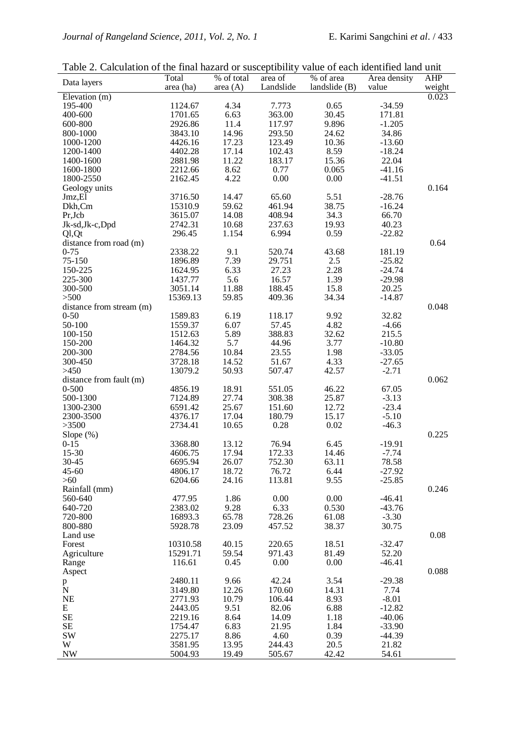Table 2. Calculation of the final hazard or susceptibility value of each identified land unit

| Data layers | Total area (ha) | % of total area (A) | area of Landslide | % of area landslide (B) | Area density value | AHP weight |
|---|---|---|---|---|---|---|
| Elevation (m) | | | | | | 0.023 |
| 195-400 | 1124.67 | 4.34 | 7.773 | 0.65 | -34.59 | |
| 400-600 | 1701.65 | 6.63 | 363.00 | 30.45 | 171.81 | |
| 600-800 | 2926.86 | 11.4 | 117.97 | 9.896 | -1.205 | |
| 800-1000 | 3843.10 | 14.96 | 293.50 | 24.62 | 34.86 | |
| 1000-1200 | 4426.16 | 17.23 | 123.49 | 10.36 | -13.60 | |
| 1200-1400 | 4402.28 | 17.14 | 102.43 | 8.59 | -18.24 | |
| 1400-1600 | 2881.98 | 11.22 | 183.17 | 15.36 | 22.04 | |
| 1600-1800 | 2212.66 | 8.62 | 0.77 | 0.065 | -41.16 | |
| 1800-2550 | 2162.45 | 4.22 | 0.00 | 0.00 | -41.51 | |
| Geology units | | | | | | 0.164 |
| Jmz,El | 3716.50 | 14.47 | 65.60 | 5.51 | -28.76 | |
| Dkh,Cm | 15310.9 | 59.62 | 461.94 | 38.75 | -16.24 | |
| Pr,Jcb | 3615.07 | 14.08 | 408.94 | 34.3 | 66.70 | |
| Jk-sd,Jk-c,Dpd | 2742.31 | 10.68 | 237.63 | 19.93 | 40.23 | |
| Ql,Qt | 296.45 | 1.154 | 6.994 | 0.59 | -22.82 | |
| distance from road (m) | | | | | | 0.64 |
| 0-75 | 2338.22 | 9.1 | 520.74 | 43.68 | 181.19 | |
| 75-150 | 1896.89 | 7.39 | 29.751 | 2.5 | -25.82 | |
| 150-225 | 1624.95 | 6.33 | 27.23 | 2.28 | -24.74 | |
| 225-300 | 1437.77 | 5.6 | 16.57 | 1.39 | -29.98 | |
| 300-500 | 3051.14 | 11.88 | 188.45 | 15.8 | 20.25 | |
| >500 | 15369.13 | 59.85 | 409.36 | 34.34 | -14.87 | |
| distance from stream (m) | | | | | | 0.048 |
| 0-50 | 1589.83 | 6.19 | 118.17 | 9.92 | 32.82 | |
| 50-100 | 1559.37 | 6.07 | 57.45 | 4.82 | -4.66 | |
| 100-150 | 1512.63 | 5.89 | 388.83 | 32.62 | 215.5 | |
| 150-200 | 1464.32 | 5.7 | 44.96 | 3.77 | -10.80 | |
| 200-300 | 2784.56 | 10.84 | 23.55 | 1.98 | -33.05 | |
| 300-450 | 3728.18 | 14.52 | 51.67 | 4.33 | -27.65 | |
| >450 | 13079.2 | 50.93 | 507.47 | 42.57 | -2.71 | |
| distance from fault (m) | | | | | | 0.062 |
| 0-500 | 4856.19 | 18.91 | 551.05 | 46.22 | 67.05 | |
| 500-1300 | 7124.89 | 27.74 | 308.38 | 25.87 | -3.13 | |
| 1300-2300 | 6591.42 | 25.67 | 151.60 | 12.72 | -23.4 | |
| 2300-3500 | 4376.17 | 17.04 | 180.79 | 15.17 | -5.10 | |
| >3500 | 2734.41 | 10.65 | 0.28 | 0.02 | -46.3 | |
| Slope (%) | | | | | | 0.225 |
| 0-15 | 3368.80 | 13.12 | 76.94 | 6.45 | -19.91 | |
| 15-30 | 4606.75 | 17.94 | 172.33 | 14.46 | -7.74 | |
| 30-45 | 6695.94 | 26.07 | 752.30 | 63.11 | 78.58 | |
| 45-60 | 4806.17 | 18.72 | 76.72 | 6.44 | -27.92 | |
| >60 | 6204.66 | 24.16 | 113.81 | 9.55 | -25.85 | |
| Rainfall (mm) | | | | | | 0.246 |
| 560-640 | 477.95 | 1.86 | 0.00 | 0.00 | -46.41 | |
| 640-720 | 2383.02 | 9.28 | 6.33 | 0.530 | -43.76 | |
| 720-800 | 16893.3 | 65.78 | 728.26 | 61.08 | -3.30 | |
| 800-880 | 5928.78 | 23.09 | 457.52 | 38.37 | 30.75 | |
| Land use | | | | | | 0.08 |
| Forest | 10310.58 | 40.15 | 220.65 | 18.51 | -32.47 | |
| Agriculture | 15291.71 | 59.54 | 971.43 | 81.49 | 52.20 | |
| Range | 116.61 | 0.45 | 0.00 | 0.00 | -46.41 | |
| Aspect | | | | | | 0.088 |
| p | 2480.11 | 9.66 | 42.24 | 3.54 | -29.38 | |
| N | 3149.80 | 12.26 | 170.60 | 14.31 | 7.74 | |
| NE | 2771.93 | 10.79 | 106.44 | 8.93 | -8.01 | |
| E | 2443.05 | 9.51 | 82.06 | 6.88 | -12.82 | |
| SE | 2219.16 | 8.64 | 14.09 | 1.18 | -40.06 | |
| SE | 1754.47 | 6.83 | 21.95 | 1.84 | -33.90 | |
| SW | 2275.17 | 8.86 | 4.60 | 0.39 | -44.39 | |
| W | 3581.95 | 13.95 | 244.43 | 20.5 | 21.82 | |
| NW | 5004.93 | 19.49 | 505.67 | 42.42 | 54.61 | |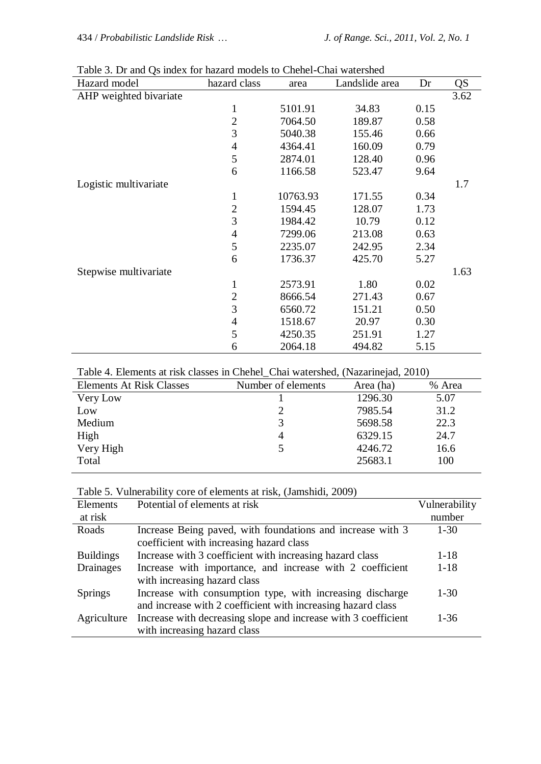Table 3. Dr and Qs index for hazard models to Chehel-Chai watershed

| Hazard model | hazard class | area | Landslide area | Dr | QS |
|---|---|---|---|---|---|
| AHP weighted bivariate | | | | | 3.62 |
| | 1 | 5101.91 | 34.83 | 0.15 | |
| | 2 | 7064.50 | 189.87 | 0.58 | |
| | 3 | 5040.38 | 155.46 | 0.66 | |
| | 4 | 4364.41 | 160.09 | 0.79 | |
| | 5 | 2874.01 | 128.40 | 0.96 | |
| | 6 | 1166.58 | 523.47 | 9.64 | |
| Logistic multivariate | | | | | 1.7 |
| | 1 | 10763.93 | 171.55 | 0.34 | |
| | 2 | 1594.45 | 128.07 | 1.73 | |
| | 3 | 1984.42 | 10.79 | 0.12 | |
| | 4 | 7299.06 | 213.08 | 0.63 | |
| | 5 | 2235.07 | 242.95 | 2.34 | |
| | 6 | 1736.37 | 425.70 | 5.27 | |
| Stepwise multivariate | | | | | 1.63 |
| | 1 | 2573.91 | 1.80 | 0.02 | |
| | 2 | 8666.54 | 271.43 | 0.67 | |
| | 3 | 6560.72 | 151.21 | 0.50 | |
| | 4 | 1518.67 | 20.97 | 0.30 | |
| | 5 | 4250.35 | 251.91 | 1.27 | |
| | 6 | 2064.18 | 494.82 | 5.15 | |

Table 4. Elements at risk classes in Chehel_Chai watershed, (Nazarinejad, 2010)

| Elements At Risk Classes | Number of elements | Area (ha) | % Area |
|---|---|---|---|
| Very Low | 1 | 1296.30 | 5.07 |
| Low | 2 | 7985.54 | 31.2 |
| Medium | 3 | 5698.58 | 22.3 |
| High | 4 | 6329.15 | 24.7 |
| Very High | 5 | 4246.72 | 16.6 |
| Total | | 25683.1 | 100 |

Table 5. Vulnerability core of elements at risk, (Jamshidi, 2009)

| Elements at risk | Potential of elements at risk | Vulnerability number |
|---|---|---|
| Roads | Increase Being paved, with foundations and increase with 3 coefficient with increasing hazard class | 1-30 |
| Buildings | Increase with 3 coefficient with increasing hazard class | 1-18 |
| Drainages | Increase with importance, and increase with 2 coefficient with increasing hazard class | 1-18 |
| Springs | Increase with consumption type, with increasing discharge and increase with 2 coefficient with increasing hazard class | 1-30 |
| Agriculture | Increase with decreasing slope and increase with 3 coefficient with increasing hazard class | 1-36 |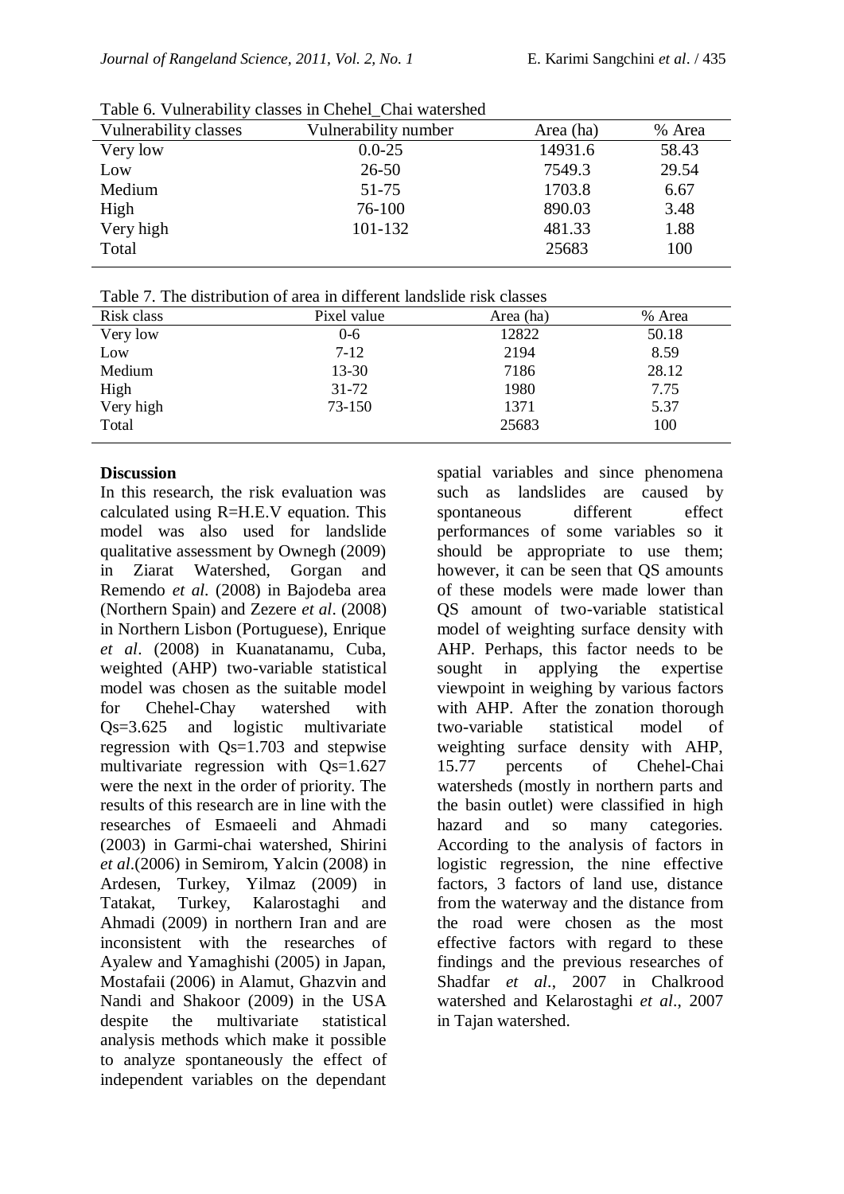Table 6. Vulnerability classes in Chehel_Chai watershed

| Vulnerability classes | Vulnerability number | Area (ha) | % Area |
|---|---|---|---|
| Very low | 0.0-25 | 14931.6 | 58.43 |
| Low | 26-50 | 7549.3 | 29.54 |
| Medium | 51-75 | 1703.8 | 6.67 |
| High | 76-100 | 890.03 | 3.48 |
| Very high | 101-132 | 481.33 | 1.88 |
| Total | | 25683 | 100 |

Table 7. The distribution of area in different landslide risk classes

| Risk class | Pixel value | Area (ha) | % Area |
|---|---|---|---|
| Very low | 0-6 | 12822 | 50.18 |
| Low | 7-12 | 2194 | 8.59 |
| Medium | 13-30 | 7186 | 28.12 |
| High | 31-72 | 1980 | 7.75 |
| Very high | 73-150 | 1371 | 5.37 |
| Total | | 25683 | 100 |

**Discussion**

In this research, the risk evaluation was calculated using R=H.E.V equation. This model was also used for landslide qualitative assessment by Ownegh (2009) in Ziarat Watershed, Gorgan and Remendo *et al.* (2008) in Bajodeba area (Northern Spain) and Zezere *et al*. (2008) in Northern Lisbon (Portuguese), Enrique *et al*. (2008) in Kuanatanamu, Cuba, weighted (AHP) two-variable statistical model was chosen as the suitable model for Chehel-Chay watershed with Qs=3.625 and logistic multivariate regression with Qs=1.703 and stepwise multivariate regression with Qs=1.627 were the next in the order of priority. The results of this research are in line with the researches of Esmaeeli and Ahmadi (2003) in Garmi-chai watershed, Shirini *et al*.(2006) in Semirom, Yalcin (2008) in Ardesen, Turkey, Yilmaz (2009) in Tatakat, Turkey, Kalarostaghi and Ahmadi (2009) in northern Iran and are inconsistent with the researches of Ayalew and Yamaghishi (2005) in Japan, Mostafaii (2006) in Alamut, Ghazvin and Nandi and Shakoor (2009) in the USA despite the multivariate statistical analysis methods which make it possible to analyze spontaneously the effect of independent variables on the dependant spatial variables and since phenomena such as landslides are caused by spontaneous different effect performances of some variables so it should be appropriate to use them; however, it can be seen that QS amounts of these models were made lower than QS amount of two-variable statistical model of weighting surface density with AHP. Perhaps, this factor needs to be sought in applying the expertise viewpoint in weighing by various factors with AHP. After the zonation thorough two-variable statistical model of weighting surface density with AHP, 15.77 percents of Chehel-Chai watersheds (mostly in northern parts and the basin outlet) were classified in high hazard and so many categories. According to the analysis of factors in logistic regression, the nine effective factors, 3 factors of land use, distance from the waterway and the distance from the road were chosen as the most effective factors with regard to these findings and the previous researches of Shadfar *et al*., 2007 in Chalkrood watershed and Kelarostaghi *et al*., 2007 in Tajan watershed.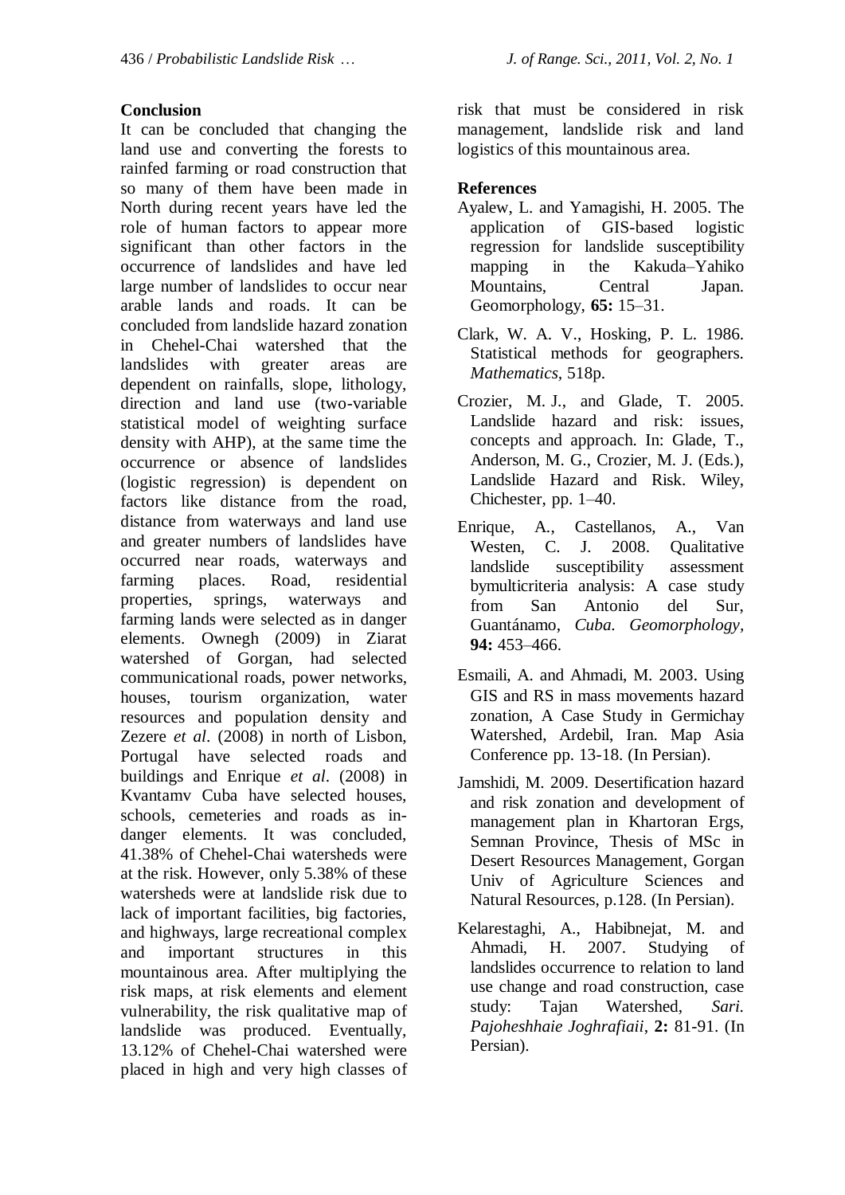## Conclusion

It can be concluded that changing the land use and converting the forests to rainfed farming or road construction that so many of them have been made in North during recent years have led the role of human factors to appear more significant than other factors in the occurrence of landslides and have led large number of landslides to occur near arable lands and roads. It can be concluded from landslide hazard zonation in Chehel-Chai watershed that the landslides with greater areas are dependent on rainfalls, slope, lithology, direction and land use (two-variable statistical model of weighting surface density with AHP), at the same time the occurrence or absence of landslides (logistic regression) is dependent on factors like distance from the road, distance from waterways and land use and greater numbers of landslides have occurred near roads, waterways and farming places. Road, residential properties, springs, waterways and farming lands were selected as in danger elements. Ownegh (2009) in Ziarat watershed of Gorgan, had selected communicational roads, power networks, houses, tourism organization, water resources and population density and Zezere *et al*. (2008) in north of Lisbon, Portugal have selected roads and buildings and Enrique *et al*. (2008) in Kvantamv Cuba have selected houses, schools, cemeteries and roads as in-danger elements. It was concluded, 41.38% of Chehel-Chai watersheds were at the risk. However, only 5.38% of these watersheds were at landslide risk due to lack of important facilities, big factories, and highways, large recreational complex and important structures in this mountainous area. After multiplying the risk maps, at risk elements and element vulnerability, the risk qualitative map of landslide was produced. Eventually, 13.12% of Chehel-Chai watershed were placed in high and very high classes of risk that must be considered in risk management, landslide risk and land logistics of this mountainous area.

## References

Ayalew, L. and Yamagishi, H. 2005. The application of GIS-based logistic regression for landslide susceptibility mapping in the Kakuda–Yahiko Mountains, Central Japan. Geomorphology, **65:** 15–31.

Clark, W. A. V., Hosking, P. L. 1986. Statistical methods for geographers. *Mathematics*, 518p.

Crozier, M. J., and Glade, T. 2005. Landslide hazard and risk: issues, concepts and approach. In: Glade, T., Anderson, M. G., Crozier, M. J. (Eds.), Landslide Hazard and Risk. Wiley, Chichester, pp. 1–40.

Enrique, A., Castellanos, A., Van Westen, C. J. 2008. Qualitative landslide susceptibility assessment bymulticriteria analysis: A case study from San Antonio del Sur, Guantánamo, *Cuba. Geomorphology*, **94:** 453–466.

Esmaili, A. and Ahmadi, M. 2003. Using GIS and RS in mass movements hazard zonation, A Case Study in Germichay Watershed, Ardebil, Iran. Map Asia Conference pp. 13-18. (In Persian).

Jamshidi, M. 2009. Desertification hazard and risk zonation and development of management plan in Khartoran Ergs, Semnan Province, Thesis of MSc in Desert Resources Management, Gorgan Univ of Agriculture Sciences and Natural Resources, p.128. (In Persian).

Kelarestaghi, A., Habibnejat, M. and Ahmadi, H. 2007. Studying of landslides occurrence to relation to land use change and road construction, case study: Tajan Watershed, *Sari. Pajoheshhaie Joghrafiaii*, **2:** 81-91. (In Persian).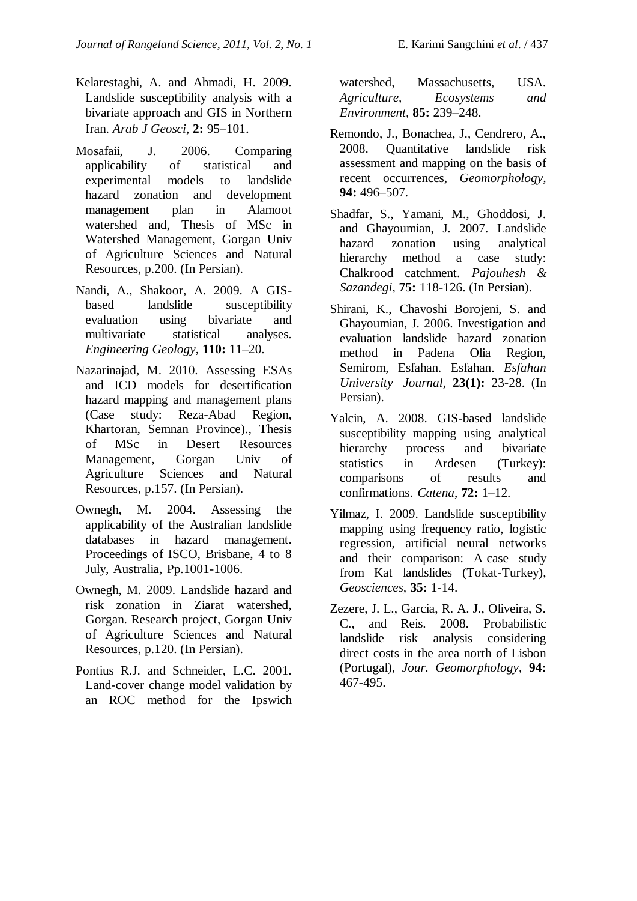Kelarestaghi, A. and Ahmadi, H. 2009. Landslide susceptibility analysis with a bivariate approach and GIS in Northern Iran. *Arab J Geosci*, **2:** 95–101.

Mosafaii, J. 2006. Comparing applicability of statistical and experimental models to landslide hazard zonation and development management plan in Alamoot watershed and, Thesis of MSc in Watershed Management, Gorgan Univ of Agriculture Sciences and Natural Resources, p.200. (In Persian).

Nandi, A., Shakoor, A. 2009. A GIS-based landslide susceptibility evaluation using bivariate and multivariate statistical analyses. *Engineering Geology*, **110:** 11–20.

Nazarinajad, M. 2010. Assessing ESAs and ICD models for desertification hazard mapping and management plans (Case study: Reza-Abad Region, Khartoran, Semnan Province)., Thesis of MSc in Desert Resources Management, Gorgan Univ of Agriculture Sciences and Natural Resources, p.157. (In Persian).

Ownegh, M. 2004. Assessing the applicability of the Australian landslide databases in hazard management. Proceedings of ISCO, Brisbane, 4 to 8 July, Australia, Pp.1001-1006.

Ownegh, M. 2009. Landslide hazard and risk zonation in Ziarat watershed, Gorgan. Research project, Gorgan Univ of Agriculture Sciences and Natural Resources, p.120. (In Persian).

Pontius R.J. and Schneider, L.C. 2001. Land-cover change model validation by an ROC method for the Ipswich watershed, Massachusetts, USA. *Agriculture, Ecosystems and Environment*, **85:** 239–248.

Remondo, J., Bonachea, J., Cendrero, A., 2008. Quantitative landslide risk assessment and mapping on the basis of recent occurrences, *Geomorphology*, **94:** 496–507.

Shadfar, S., Yamani, M., Ghoddosi, J. and Ghayoumian, J. 2007. Landslide hazard zonation using analytical hierarchy method a case study: Chalkrood catchment. *Pajouhesh & Sazandegi*, **75:** 118-126. (In Persian).

Shirani, K., Chavoshi Borojeni, S. and Ghayoumian, J. 2006. Investigation and evaluation landslide hazard zonation method in Padena Olia Region, Semirom, Esfahan. Esfahan. *Esfahan University Journal*, **23(1):** 23-28. (In Persian).

Yalcin, A. 2008. GIS-based landslide susceptibility mapping using analytical hierarchy process and bivariate statistics in Ardesen (Turkey): comparisons of results and confirmations. *Catena*, **72:** 1–12.

Yilmaz, I. 2009. Landslide susceptibility mapping using frequency ratio, logistic regression, artificial neural networks and their comparison: A case study from Kat landslides (Tokat-Turkey), *Geosciences*, **35:** 1-14.

Zezere, J. L., Garcia, R. A. J., Oliveira, S. C., and Reis. 2008. Probabilistic landslide risk analysis considering direct costs in the area north of Lisbon (Portugal), *Jour. Geomorphology*, **94:** 467-495.